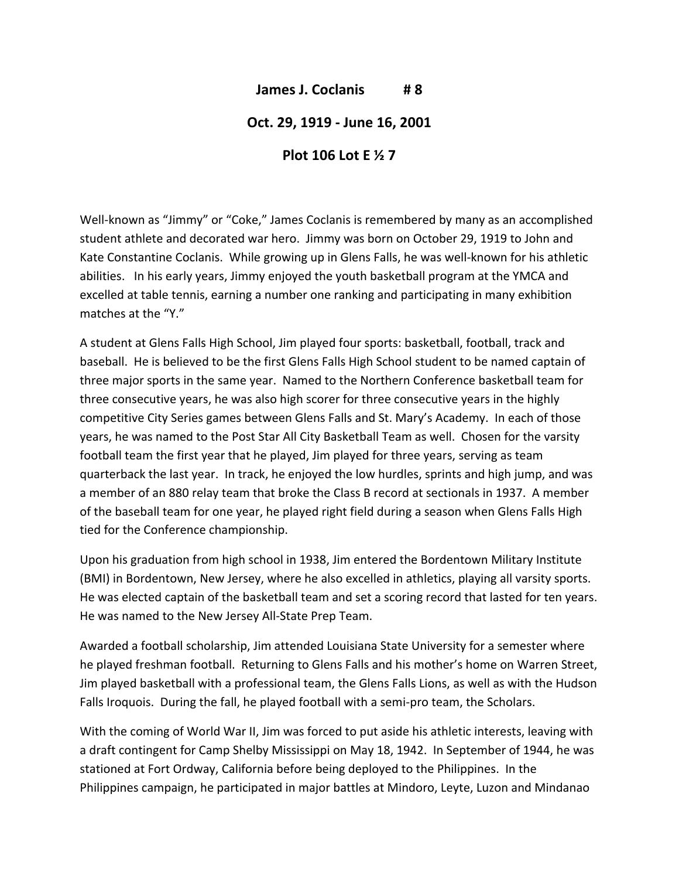**James J. Coclanis # 8**

**Oct. 29, 1919 - June 16, 2001**

**Plot 106 Lot E ½ 7**

Well-known as "Jimmy" or "Coke," James Coclanis is remembered by many as an accomplished student athlete and decorated war hero. Jimmy was born on October 29, 1919 to John and Kate Constantine Coclanis. While growing up in Glens Falls, he was well-known for his athletic abilities. In his early years, Jimmy enjoyed the youth basketball program at the YMCA and excelled at table tennis, earning a number one ranking and participating in many exhibition matches at the "Y."

A student at Glens Falls High School, Jim played four sports: basketball, football, track and baseball. He is believed to be the first Glens Falls High School student to be named captain of three major sports in the same year. Named to the Northern Conference basketball team for three consecutive years, he was also high scorer for three consecutive years in the highly competitive City Series games between Glens Falls and St. Mary's Academy. In each of those years, he was named to the Post Star All City Basketball Team as well. Chosen for the varsity football team the first year that he played, Jim played for three years, serving as team quarterback the last year. In track, he enjoyed the low hurdles, sprints and high jump, and was a member of an 880 relay team that broke the Class B record at sectionals in 1937. A member of the baseball team for one year, he played right field during a season when Glens Falls High tied for the Conference championship.

Upon his graduation from high school in 1938, Jim entered the Bordentown Military Institute (BMI) in Bordentown, New Jersey, where he also excelled in athletics, playing all varsity sports. He was elected captain of the basketball team and set a scoring record that lasted for ten years. He was named to the New Jersey All-State Prep Team.

Awarded a football scholarship, Jim attended Louisiana State University for a semester where he played freshman football. Returning to Glens Falls and his mother's home on Warren Street, Jim played basketball with a professional team, the Glens Falls Lions, as well as with the Hudson Falls Iroquois. During the fall, he played football with a semi-pro team, the Scholars.

With the coming of World War II, Jim was forced to put aside his athletic interests, leaving with a draft contingent for Camp Shelby Mississippi on May 18, 1942. In September of 1944, he was stationed at Fort Ordway, California before being deployed to the Philippines. In the Philippines campaign, he participated in major battles at Mindoro, Leyte, Luzon and Mindanao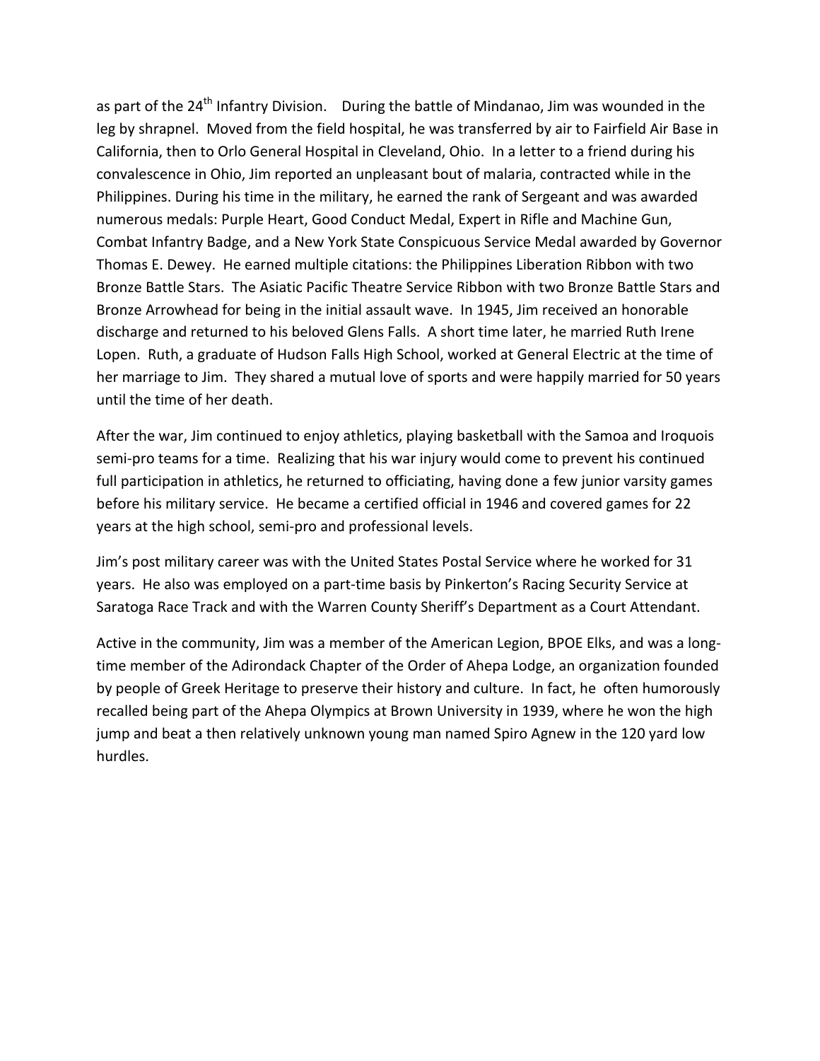as part of the 24th Infantry Division. During the battle of Mindanao, Jim was wounded in the leg by shrapnel. Moved from the field hospital, he was transferred by air to Fairfield Air Base in California, then to Orlo General Hospital in Cleveland, Ohio. In a letter to a friend during his convalescence in Ohio, Jim reported an unpleasant bout of malaria, contracted while in the Philippines. During his time in the military, he earned the rank of Sergeant and was awarded numerous medals: Purple Heart, Good Conduct Medal, Expert in Rifle and Machine Gun, Combat Infantry Badge, and a New York State Conspicuous Service Medal awarded by Governor Thomas E. Dewey. He earned multiple citations: the Philippines Liberation Ribbon with two Bronze Battle Stars. The Asiatic Pacific Theatre Service Ribbon with two Bronze Battle Stars and Bronze Arrowhead for being in the initial assault wave. In 1945, Jim received an honorable discharge and returned to his beloved Glens Falls. A short time later, he married Ruth Irene Lopen. Ruth, a graduate of Hudson Falls High School, worked at General Electric at the time of her marriage to Jim. They shared a mutual love of sports and were happily married for 50 years until the time of her death.

After the war, Jim continued to enjoy athletics, playing basketball with the Samoa and Iroquois semi-pro teams for a time. Realizing that his war injury would come to prevent his continued full participation in athletics, he returned to officiating, having done a few junior varsity games before his military service. He became a certified official in 1946 and covered games for 22 years at the high school, semi-pro and professional levels.

Jim's post military career was with the United States Postal Service where he worked for 31 years. He also was employed on a part-time basis by Pinkerton's Racing Security Service at Saratoga Race Track and with the Warren County Sheriff's Department as a Court Attendant.

Active in the community, Jim was a member of the American Legion, BPOE Elks, and was a long-time member of the Adirondack Chapter of the Order of Ahepa Lodge, an organization founded by people of Greek Heritage to preserve their history and culture. In fact, he often humorously recalled being part of the Ahepa Olympics at Brown University in 1939, where he won the high jump and beat a then relatively unknown young man named Spiro Agnew in the 120 yard low hurdles.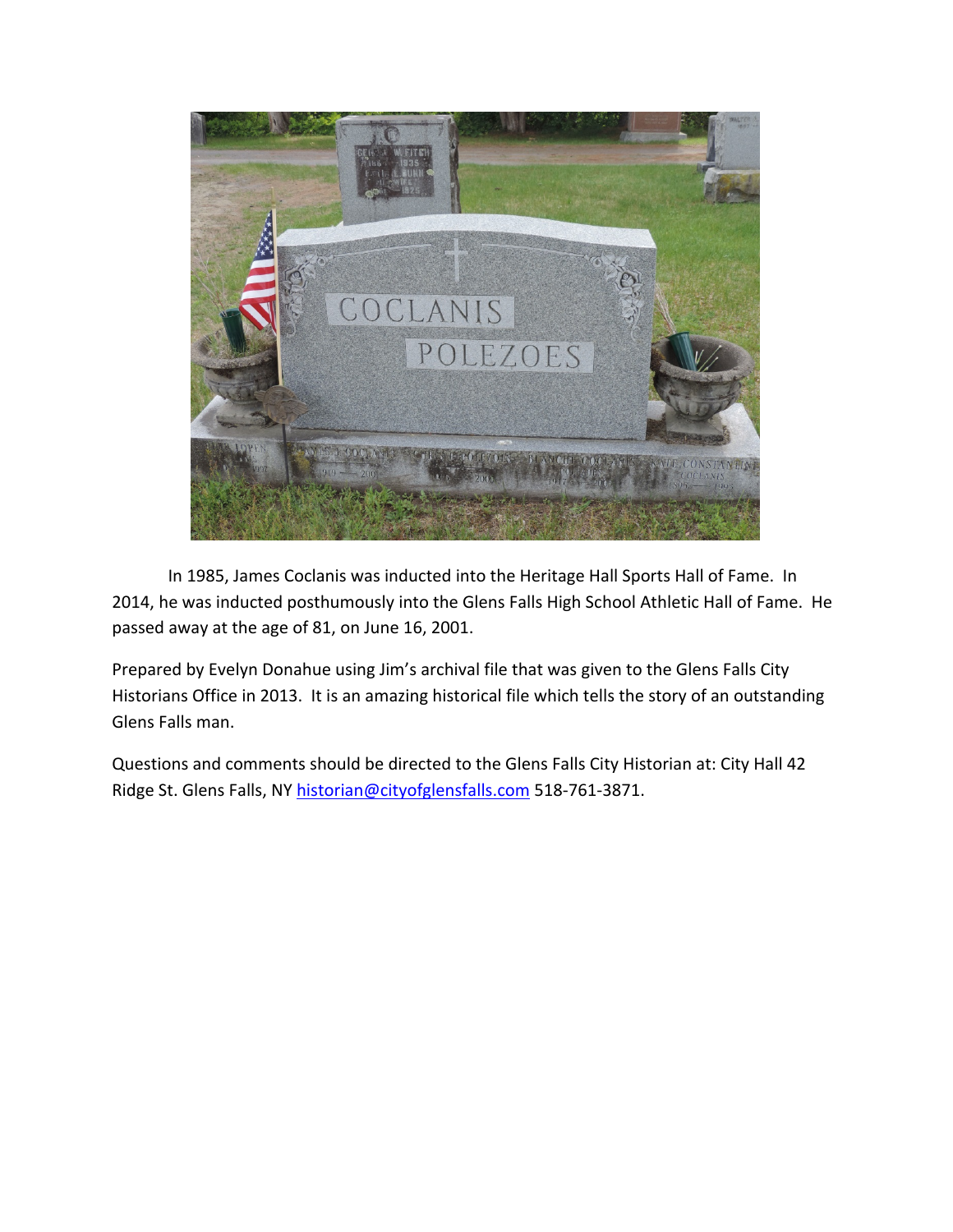In 1985, James Coclanis was inducted into the Heritage Hall Sports Hall of Fame. In 2014, he was inducted posthumously into the Glens Falls High School Athletic Hall of Fame. He passed away at the age of 81, on June 16, 2001.

Prepared by Evelyn Donahue using Jim's archival file that was given to the Glens Falls City Historians Office in 2013. It is an amazing historical file which tells the story of an outstanding Glens Falls man.

Questions and comments should be directed to the Glens Falls City Historian at: City Hall 42 Ridge St. Glens Falls, NY historian@cityofglensfalls.com 518-761-3871.